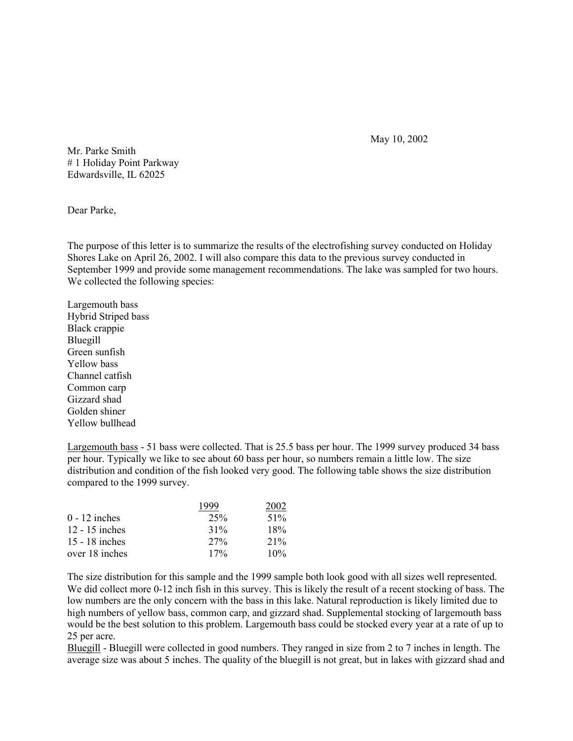May 10, 2002

Mr. Parke Smith  
# 1 Holiday Point Parkway  
Edwardsville, IL 62025

Dear Parke,

The purpose of this letter is to summarize the results of the electrofishing survey conducted on Holiday Shores Lake on April 26, 2002. I will also compare this data to the previous survey conducted in September 1999 and provide some management recommendations. The lake was sampled for two hours. We collected the following species:

Largemouth bass  
Hybrid Striped bass  
Black crappie  
Bluegill  
Green sunfish  
Yellow bass  
Channel catfish  
Common carp  
Gizzard shad  
Golden shiner  
Yellow bullhead

<u>Largemouth bass</u> - 51 bass were collected. That is 25.5 bass per hour. The 1999 survey produced 34 bass per hour. Typically we like to see about 60 bass per hour, so numbers remain a little low. The size distribution and condition of the fish looked very good. The following table shows the size distribution compared to the 1999 survey.

| | 1999 | 2002 |
|---|---|---|
| 0 - 12 inches | 25% | 51% |
| 12 - 15 inches | 31% | 18% |
| 15 - 18 inches | 27% | 21% |
| over 18 inches | 17% | 10% |

The size distribution for this sample and the 1999 sample both look good with all sizes well represented. We did collect more 0-12 inch fish in this survey. This is likely the result of a recent stocking of bass. The low numbers are the only concern with the bass in this lake. Natural reproduction is likely limited due to high numbers of yellow bass, common carp, and gizzard shad. Supplemental stocking of largemouth bass would be the best solution to this problem. Largemouth bass could be stocked every year at a rate of up to 25 per acre.

<u>Bluegill</u> - Bluegill were collected in good numbers. They ranged in size from 2 to 7 inches in length. The average size was about 5 inches. The quality of the bluegill is not great, but in lakes with gizzard shad and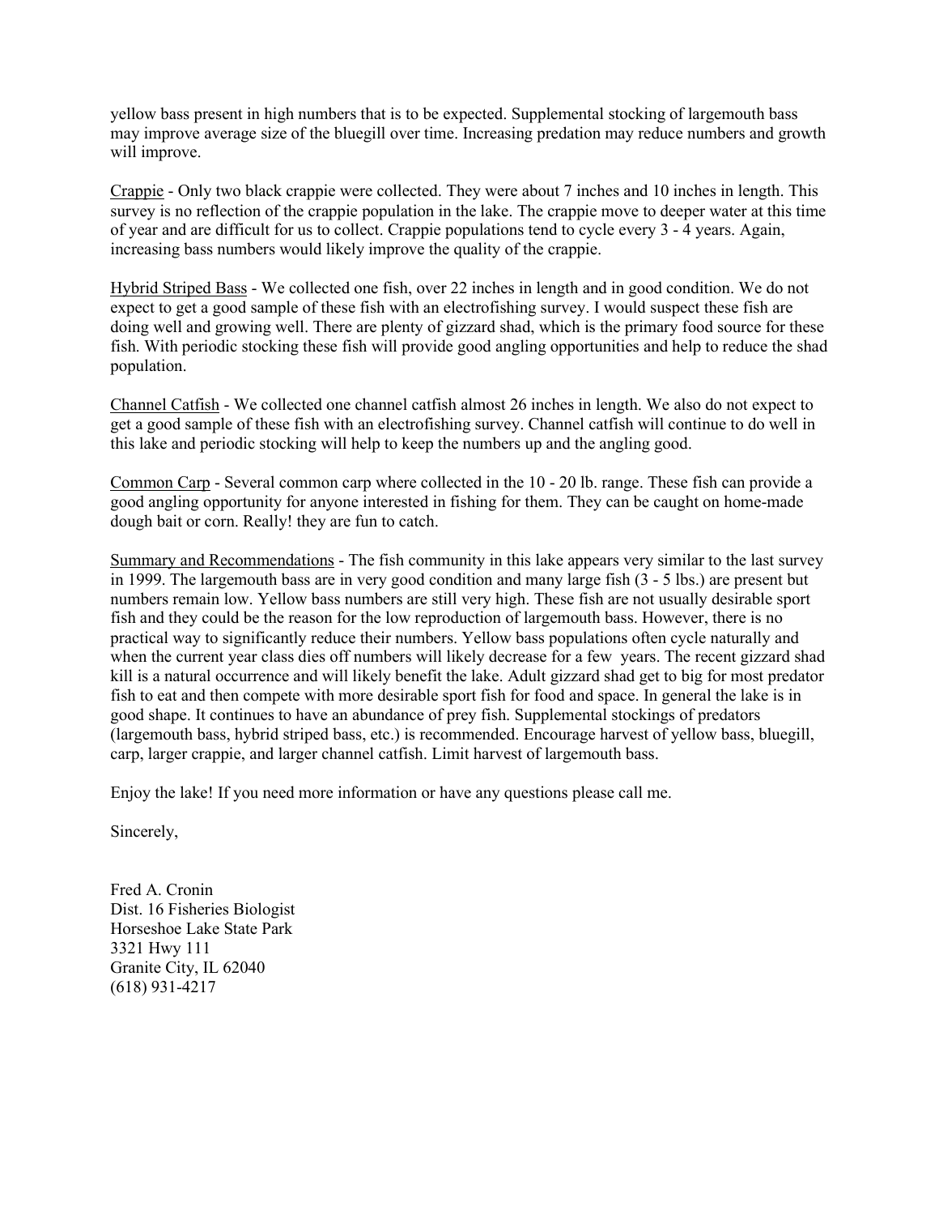yellow bass present in high numbers that is to be expected. Supplemental stocking of largemouth bass may improve average size of the bluegill over time. Increasing predation may reduce numbers and growth will improve.

Crappie - Only two black crappie were collected. They were about 7 inches and 10 inches in length. This survey is no reflection of the crappie population in the lake. The crappie move to deeper water at this time of year and are difficult for us to collect. Crappie populations tend to cycle every 3 - 4 years. Again, increasing bass numbers would likely improve the quality of the crappie.

Hybrid Striped Bass - We collected one fish, over 22 inches in length and in good condition. We do not expect to get a good sample of these fish with an electrofishing survey. I would suspect these fish are doing well and growing well. There are plenty of gizzard shad, which is the primary food source for these fish. With periodic stocking these fish will provide good angling opportunities and help to reduce the shad population.

Channel Catfish - We collected one channel catfish almost 26 inches in length. We also do not expect to get a good sample of these fish with an electrofishing survey. Channel catfish will continue to do well in this lake and periodic stocking will help to keep the numbers up and the angling good.

Common Carp - Several common carp where collected in the 10 - 20 lb. range. These fish can provide a good angling opportunity for anyone interested in fishing for them. They can be caught on home-made dough bait or corn. Really! they are fun to catch.

Summary and Recommendations - The fish community in this lake appears very similar to the last survey in 1999. The largemouth bass are in very good condition and many large fish (3 - 5 lbs.) are present but numbers remain low. Yellow bass numbers are still very high. These fish are not usually desirable sport fish and they could be the reason for the low reproduction of largemouth bass. However, there is no practical way to significantly reduce their numbers. Yellow bass populations often cycle naturally and when the current year class dies off numbers will likely decrease for a few years. The recent gizzard shad kill is a natural occurrence and will likely benefit the lake. Adult gizzard shad get to big for most predator fish to eat and then compete with more desirable sport fish for food and space. In general the lake is in good shape. It continues to have an abundance of prey fish. Supplemental stockings of predators (largemouth bass, hybrid striped bass, etc.) is recommended. Encourage harvest of yellow bass, bluegill, carp, larger crappie, and larger channel catfish. Limit harvest of largemouth bass.

Enjoy the lake! If you need more information or have any questions please call me.

Sincerely,

Fred A. Cronin
Dist. 16 Fisheries Biologist
Horseshoe Lake State Park
3321 Hwy 111
Granite City, IL 62040
(618) 931-4217